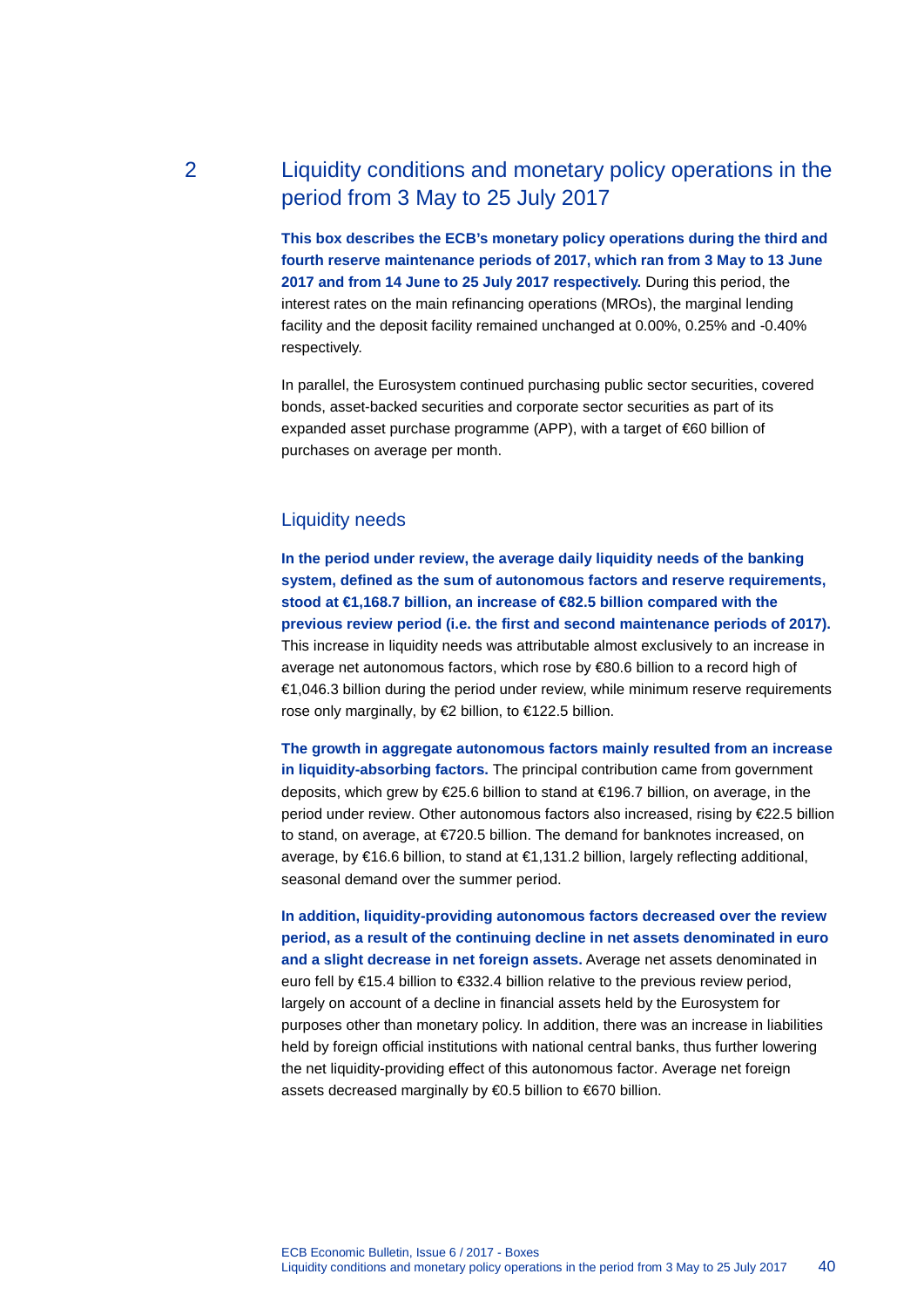## 2 Liquidity conditions and monetary policy operations in the period from 3 May to 25 July 2017

**This box describes the ECB's monetary policy operations during the third and fourth reserve maintenance periods of 2017, which ran from 3 May to 13 June 2017 and from 14 June to 25 July 2017 respectively.** During this period, the interest rates on the main refinancing operations (MROs), the marginal lending facility and the deposit facility remained unchanged at 0.00%, 0.25% and -0.40% respectively.

In parallel, the Eurosystem continued purchasing public sector securities, covered bonds, asset-backed securities and corporate sector securities as part of its expanded asset purchase programme (APP), with a target of €60 billion of purchases on average per month.

### Liquidity needs

**In the period under review, the average daily liquidity needs of the banking system, defined as the sum of autonomous factors and reserve requirements, stood at €1,168.7 billion, an increase of €82.5 billion compared with the previous review period (i.e. the first and second maintenance periods of 2017).** This increase in liquidity needs was attributable almost exclusively to an increase in average net autonomous factors, which rose by €80.6 billion to a record high of €1,046.3 billion during the period under review, while minimum reserve requirements rose only marginally, by €2 billion, to €122.5 billion.

**The growth in aggregate autonomous factors mainly resulted from an increase in liquidity-absorbing factors.** The principal contribution came from government deposits, which grew by €25.6 billion to stand at €196.7 billion, on average, in the period under review. Other autonomous factors also increased, rising by €22.5 billion to stand, on average, at €720.5 billion. The demand for banknotes increased, on average, by €16.6 billion, to stand at €1,131.2 billion, largely reflecting additional, seasonal demand over the summer period.

**In addition, liquidity-providing autonomous factors decreased over the review period, as a result of the continuing decline in net assets denominated in euro and a slight decrease in net foreign assets.** Average net assets denominated in euro fell by €15.4 billion to €332.4 billion relative to the previous review period, largely on account of a decline in financial assets held by the Eurosystem for purposes other than monetary policy. In addition, there was an increase in liabilities held by foreign official institutions with national central banks, thus further lowering the net liquidity-providing effect of this autonomous factor. Average net foreign assets decreased marginally by €0.5 billion to €670 billion.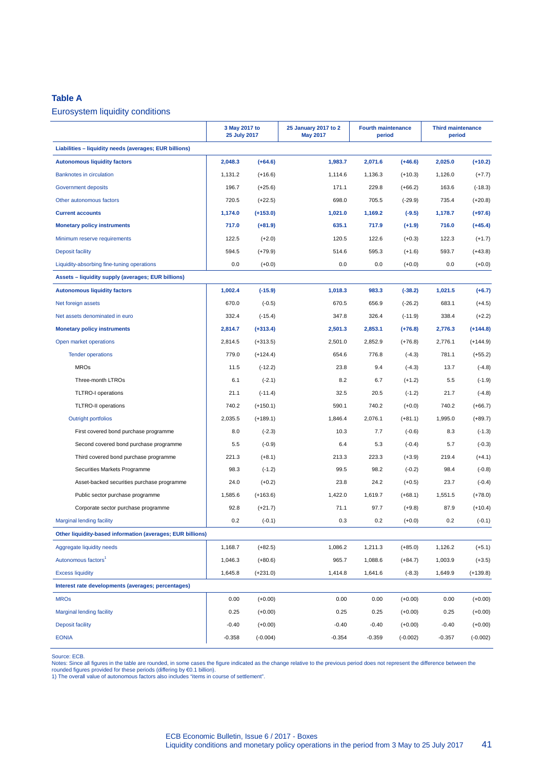## Table A

Eurosystem liquidity conditions

| | 3 May 2017 to 25 July 2017 | | 25 January 2017 to 2 May 2017 | Fourth maintenance period | | Third maintenance period | |
|---|---|---|---|---|---|---|---|
| **Liabilities – liquidity needs (averages; EUR billions)** | | | | | | | |
| **Autonomous liquidity factors** | **2,048.3** | **(+64.6)** | **1,983.7** | **2,071.6** | **(+46.6)** | **2,025.0** | **(+10.2)** |
| Banknotes in circulation | 1,131.2 | (+16.6) | 1,114.6 | 1,136.3 | (+10.3) | 1,126.0 | (+7.7) |
| Government deposits | 196.7 | (+25.6) | 171.1 | 229.8 | (+66.2) | 163.6 | (-18.3) |
| Other autonomous factors | 720.5 | (+22.5) | 698.0 | 705.5 | (-29.9) | 735.4 | (+20.8) |
| **Current accounts** | **1,174.0** | **(+153.0)** | **1,021.0** | **1,169.2** | **(-9.5)** | **1,178.7** | **(+97.6)** |
| **Monetary policy instruments** | **717.0** | **(+81.9)** | **635.1** | **717.9** | **(+1.9)** | **716.0** | **(+45.4)** |
| Minimum reserve requirements | 122.5 | (+2.0) | 120.5 | 122.6 | (+0.3) | 122.3 | (+1.7) |
| Deposit facility | 594.5 | (+79.9) | 514.6 | 595.3 | (+1.6) | 593.7 | (+43.8) |
| Liquidity-absorbing fine-tuning operations | 0.0 | (+0.0) | 0.0 | 0.0 | (+0.0) | 0.0 | (+0.0) |
| **Assets – liquidity supply (averages; EUR billions)** | | | | | | | |
| **Autonomous liquidity factors** | **1,002.4** | **(-15.9)** | **1,018.3** | **983.3** | **(-38.2)** | **1,021.5** | **(+6.7)** |
| Net foreign assets | 670.0 | (-0.5) | 670.5 | 656.9 | (-26.2) | 683.1 | (+4.5) |
| Net assets denominated in euro | 332.4 | (-15.4) | 347.8 | 326.4 | (-11.9) | 338.4 | (+2.2) |
| **Monetary policy instruments** | **2,814.7** | **(+313.4)** | **2,501.3** | **2,853.1** | **(+76.8)** | **2,776.3** | **(+144.8)** |
| Open market operations | 2,814.5 | (+313.5) | 2,501.0 | 2,852.9 | (+76.8) | 2,776.1 | (+144.9) |
| Tender operations | 779.0 | (+124.4) | 654.6 | 776.8 | (-4.3) | 781.1 | (+55.2) |
| MROs | 11.5 | (-12.2) | 23.8 | 9.4 | (-4.3) | 13.7 | (-4.8) |
| Three-month LTROs | 6.1 | (-2.1) | 8.2 | 6.7 | (+1.2) | 5.5 | (-1.9) |
| TLTRO-I operations | 21.1 | (-11.4) | 32.5 | 20.5 | (-1.2) | 21.7 | (-4.8) |
| TLTRO-II operations | 740.2 | (+150.1) | 590.1 | 740.2 | (+0.0) | 740.2 | (+66.7) |
| Outright portfolios | 2,035.5 | (+189.1) | 1,846.4 | 2,076.1 | (+81.1) | 1,995.0 | (+89.7) |
| First covered bond purchase programme | 8.0 | (-2.3) | 10.3 | 7.7 | (-0.6) | 8.3 | (-1.3) |
| Second covered bond purchase programme | 5.5 | (-0.9) | 6.4 | 5.3 | (-0.4) | 5.7 | (-0.3) |
| Third covered bond purchase programme | 221.3 | (+8.1) | 213.3 | 223.3 | (+3.9) | 219.4 | (+4.1) |
| Securities Markets Programme | 98.3 | (-1.2) | 99.5 | 98.2 | (-0.2) | 98.4 | (-0.8) |
| Asset-backed securities purchase programme | 24.0 | (+0.2) | 23.8 | 24.2 | (+0.5) | 23.7 | (-0.4) |
| Public sector purchase programme | 1,585.6 | (+163.6) | 1,422.0 | 1,619.7 | (+68.1) | 1,551.5 | (+78.0) |
| Corporate sector purchase programme | 92.8 | (+21.7) | 71.1 | 97.7 | (+9.8) | 87.9 | (+10.4) |
| Marginal lending facility | 0.2 | (-0.1) | 0.3 | 0.2 | (+0.0) | 0.2 | (-0.1) |
| **Other liquidity-based information (averages; EUR billions)** | | | | | | | |
| Aggregate liquidity needs | 1,168.7 | (+82.5) | 1,086.2 | 1,211.3 | (+85.0) | 1,126.2 | (+5.1) |
| Autonomous factors[1] | 1,046.3 | (+80.6) | 965.7 | 1,088.6 | (+84.7) | 1,003.9 | (+3.5) |
| Excess liquidity | 1,645.8 | (+231.0) | 1,414.8 | 1,641.6 | (-8.3) | 1,649.9 | (+139.8) |
| **Interest rate developments (averages; percentages)** | | | | | | | |
| MROs | 0.00 | (+0.00) | 0.00 | 0.00 | (+0.00) | 0.00 | (+0.00) |
| Marginal lending facility | 0.25 | (+0.00) | 0.25 | 0.25 | (+0.00) | 0.25 | (+0.00) |
| Deposit facility | -0.40 | (+0.00) | -0.40 | -0.40 | (+0.00) | -0.40 | (+0.00) |
| EONIA | -0.358 | (-0.004) | -0.354 | -0.359 | (-0.002) | -0.357 | (-0.002) |

Source: ECB.
Notes: Since all figures in the table are rounded, in some cases the figure indicated as the change relative to the previous period does not represent the difference between the rounded figures provided for these periods (differing by €0.1 billion).
1) The overall value of autonomous factors also includes "items in course of settlement".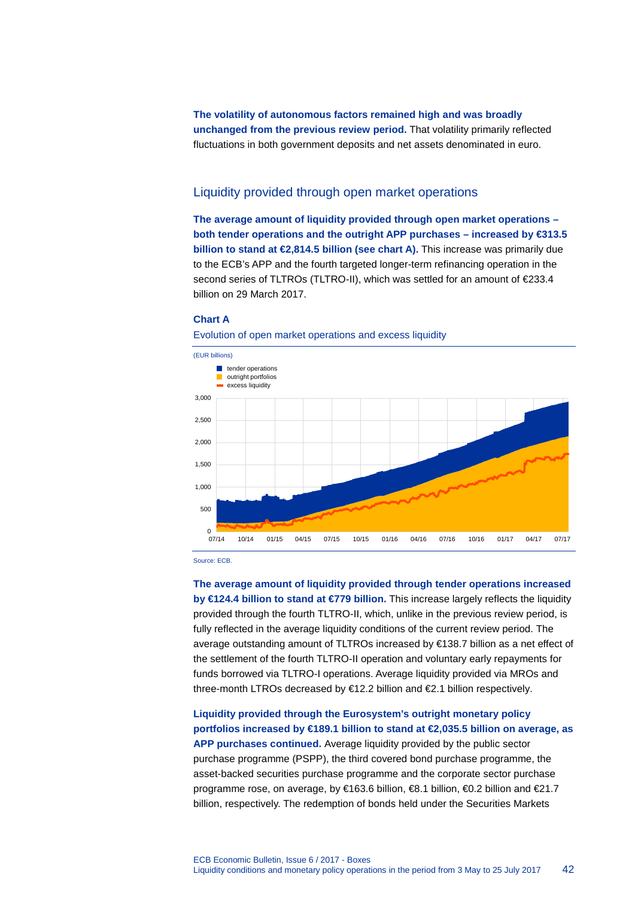**The volatility of autonomous factors remained high and was broadly unchanged from the previous review period.** That volatility primarily reflected fluctuations in both government deposits and net assets denominated in euro.

## Liquidity provided through open market operations

**The average amount of liquidity provided through open market operations – both tender operations and the outright APP purchases – increased by €313.5 billion to stand at €2,814.5 billion (see chart A).** This increase was primarily due to the ECB's APP and the fourth targeted longer-term refinancing operation in the second series of TLTROs (TLTRO-II), which was settled for an amount of €233.4 billion on 29 March 2017.

**Chart A**

Evolution of open market operations and excess liquidity

(EUR billions)

- tender operations
- outright portfolios
- excess liquidity

Source: ECB.

**The average amount of liquidity provided through tender operations increased by €124.4 billion to stand at €779 billion.** This increase largely reflects the liquidity provided through the fourth TLTRO-II, which, unlike in the previous review period, is fully reflected in the average liquidity conditions of the current review period. The average outstanding amount of TLTROs increased by €138.7 billion as a net effect of the settlement of the fourth TLTRO-II operation and voluntary early repayments for funds borrowed via TLTRO-I operations. Average liquidity provided via MROs and three-month LTROs decreased by €12.2 billion and €2.1 billion respectively.

**Liquidity provided through the Eurosystem's outright monetary policy portfolios increased by €189.1 billion to stand at €2,035.5 billion on average, as APP purchases continued.** Average liquidity provided by the public sector purchase programme (PSPP), the third covered bond purchase programme, the asset-backed securities purchase programme and the corporate sector purchase programme rose, on average, by €163.6 billion, €8.1 billion, €0.2 billion and €21.7 billion, respectively. The redemption of bonds held under the Securities Markets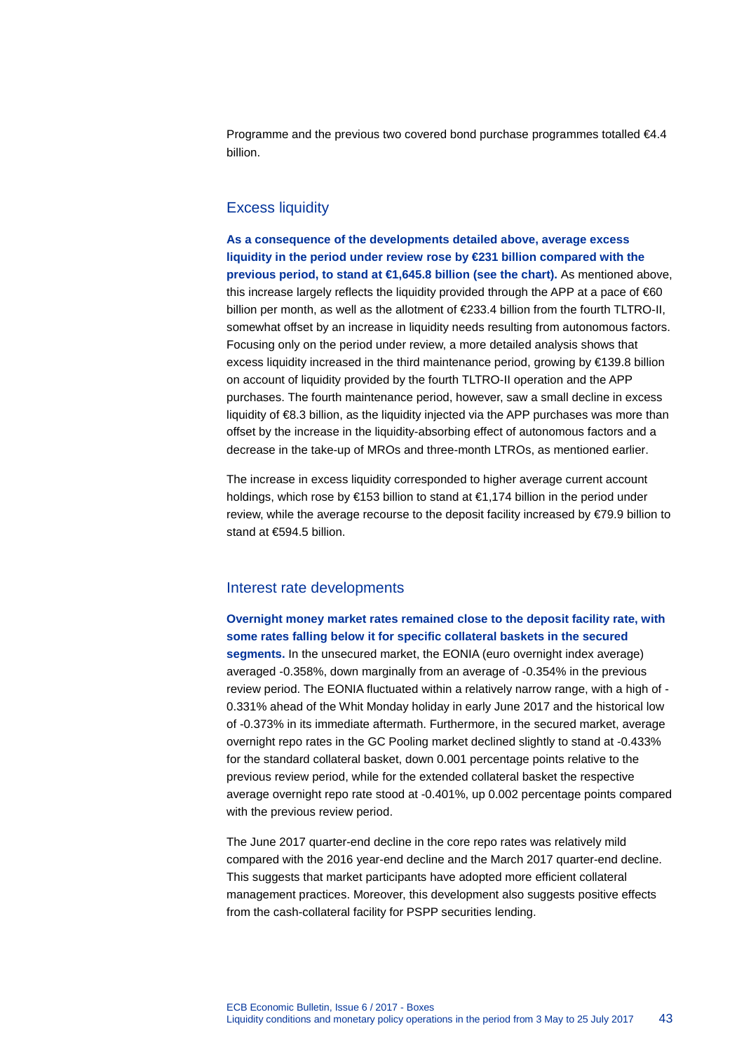Programme and the previous two covered bond purchase programmes totalled €4.4 billion.

## Excess liquidity

**As a consequence of the developments detailed above, average excess liquidity in the period under review rose by €231 billion compared with the previous period, to stand at €1,645.8 billion (see the chart).** As mentioned above, this increase largely reflects the liquidity provided through the APP at a pace of €60 billion per month, as well as the allotment of €233.4 billion from the fourth TLTRO-II, somewhat offset by an increase in liquidity needs resulting from autonomous factors. Focusing only on the period under review, a more detailed analysis shows that excess liquidity increased in the third maintenance period, growing by €139.8 billion on account of liquidity provided by the fourth TLTRO-II operation and the APP purchases. The fourth maintenance period, however, saw a small decline in excess liquidity of €8.3 billion, as the liquidity injected via the APP purchases was more than offset by the increase in the liquidity-absorbing effect of autonomous factors and a decrease in the take-up of MROs and three-month LTROs, as mentioned earlier.

The increase in excess liquidity corresponded to higher average current account holdings, which rose by €153 billion to stand at €1,174 billion in the period under review, while the average recourse to the deposit facility increased by €79.9 billion to stand at €594.5 billion.

## Interest rate developments

**Overnight money market rates remained close to the deposit facility rate, with some rates falling below it for specific collateral baskets in the secured segments.** In the unsecured market, the EONIA (euro overnight index average) averaged -0.358%, down marginally from an average of -0.354% in the previous review period. The EONIA fluctuated within a relatively narrow range, with a high of -0.331% ahead of the Whit Monday holiday in early June 2017 and the historical low of -0.373% in its immediate aftermath. Furthermore, in the secured market, average overnight repo rates in the GC Pooling market declined slightly to stand at -0.433% for the standard collateral basket, down 0.001 percentage points relative to the previous review period, while for the extended collateral basket the respective average overnight repo rate stood at -0.401%, up 0.002 percentage points compared with the previous review period.

The June 2017 quarter-end decline in the core repo rates was relatively mild compared with the 2016 year-end decline and the March 2017 quarter-end decline. This suggests that market participants have adopted more efficient collateral management practices. Moreover, this development also suggests positive effects from the cash-collateral facility for PSPP securities lending.